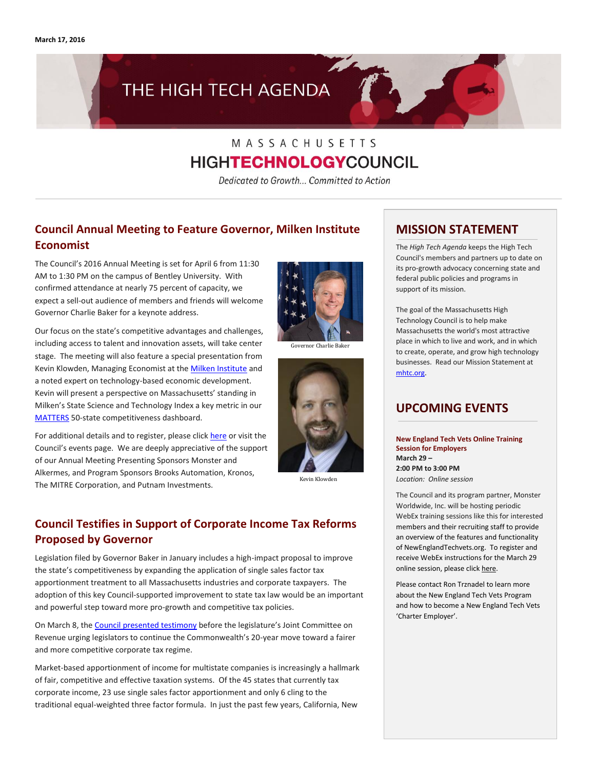March 17, 2016

# THE HIGH TECH AGENDA

MASSACHUSETTS
HIGHTECHNOLOGYCOUNCIL

*Dedicated to Growth... Committed to Action*

## Council Annual Meeting to Feature Governor, Milken Institute Economist

The Council's 2016 Annual Meeting is set for April 6 from 11:30 AM to 1:30 PM on the campus of Bentley University. With confirmed attendance at nearly 75 percent of capacity, we expect a sell-out audience of members and friends will welcome Governor Charlie Baker for a keynote address.

Governor Charlie Baker

Our focus on the state's competitive advantages and challenges, including access to talent and innovation assets, will take center stage. The meeting will also feature a special presentation from Kevin Klowden, Managing Economist at the Milken Institute and a noted expert on technology-based economic development. Kevin will present a perspective on Massachusetts' standing in Milken's State Science and Technology Index a key metric in our MATTERS 50-state competitiveness dashboard.

Kevin Klowden

For additional details and to register, please click here or visit the Council's events page. We are deeply appreciative of the support of our Annual Meeting Presenting Sponsors Monster and Alkermes, and Program Sponsors Brooks Automation, Kronos, The MITRE Corporation, and Putnam Investments.

## Council Testifies in Support of Corporate Income Tax Reforms Proposed by Governor

Legislation filed by Governor Baker in January includes a high-impact proposal to improve the state's competitiveness by expanding the application of single sales factor tax apportionment treatment to all Massachusetts industries and corporate taxpayers. The adoption of this key Council-supported improvement to state tax law would be an important and powerful step toward more pro-growth and competitive tax policies.

On March 8, the Council presented testimony before the legislature's Joint Committee on Revenue urging legislators to continue the Commonwealth's 20-year move toward a fairer and more competitive corporate tax regime.

Market-based apportionment of income for multistate companies is increasingly a hallmark of fair, competitive and effective taxation systems. Of the 45 states that currently tax corporate income, 23 use single sales factor apportionment and only 6 cling to the traditional equal-weighted three factor formula. In just the past few years, California, New

## MISSION STATEMENT

The *High Tech Agenda* keeps the High Tech Council's members and partners up to date on its pro-growth advocacy concerning state and federal public policies and programs in support of its mission.

The goal of the Massachusetts High Technology Council is to help make Massachusetts the world's most attractive place in which to live and work, and in which to create, operate, and grow high technology businesses. Read our Mission Statement at mhtc.org.

## UPCOMING EVENTS

**New England Tech Vets Online Training Session for Employers**
**March 29 –**
**2:00 PM to 3:00 PM**
*Location: Online session*

The Council and its program partner, Monster Worldwide, Inc. will be hosting periodic WebEx training sessions like this for interested members and their recruiting staff to provide an overview of the features and functionality of NewEnglandTechvets.org. To register and receive WebEx instructions for the March 29 online session, please click here.

Please contact Ron Trznadel to learn more about the New England Tech Vets Program and how to become a New England Tech Vets 'Charter Employer'.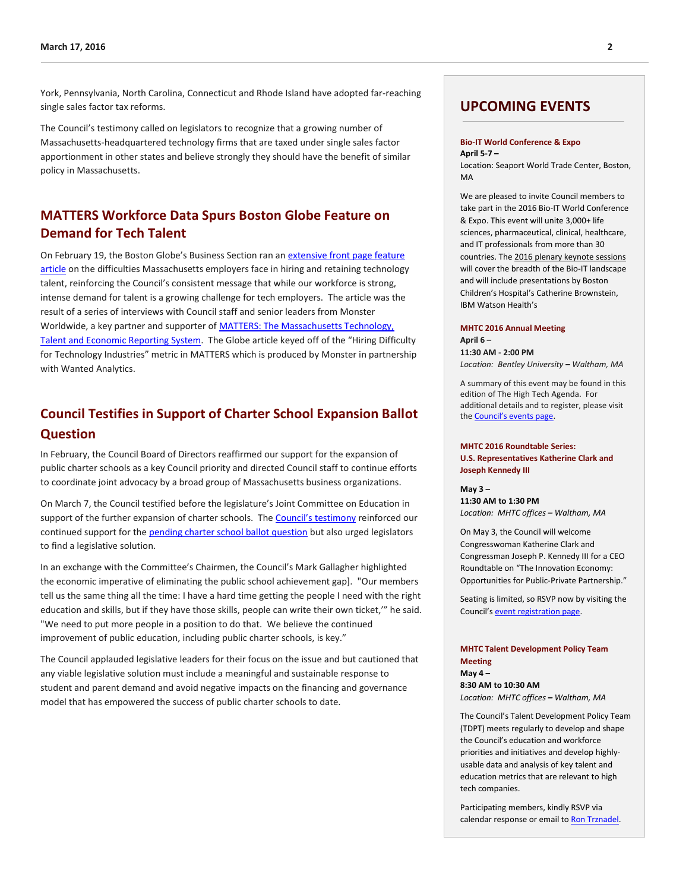York, Pennsylvania, North Carolina, Connecticut and Rhode Island have adopted far-reaching single sales factor tax reforms.

The Council's testimony called on legislators to recognize that a growing number of Massachusetts-headquartered technology firms that are taxed under single sales factor apportionment in other states and believe strongly they should have the benefit of similar policy in Massachusetts.

## MATTERS Workforce Data Spurs Boston Globe Feature on Demand for Tech Talent

On February 19, the Boston Globe's Business Section ran an extensive front page feature article on the difficulties Massachusetts employers face in hiring and retaining technology talent, reinforcing the Council's consistent message that while our workforce is strong, intense demand for talent is a growing challenge for tech employers. The article was the result of a series of interviews with Council staff and senior leaders from Monster Worldwide, a key partner and supporter of MATTERS: The Massachusetts Technology, Talent and Economic Reporting System. The Globe article keyed off of the "Hiring Difficulty for Technology Industries" metric in MATTERS which is produced by Monster in partnership with Wanted Analytics.

## Council Testifies in Support of Charter School Expansion Ballot Question

In February, the Council Board of Directors reaffirmed our support for the expansion of public charter schools as a key Council priority and directed Council staff to continue efforts to coordinate joint advocacy by a broad group of Massachusetts business organizations.

On March 7, the Council testified before the legislature's Joint Committee on Education in support of the further expansion of charter schools. The Council's testimony reinforced our continued support for the pending charter school ballot question but also urged legislators to find a legislative solution.

In an exchange with the Committee's Chairmen, the Council's Mark Gallagher highlighted the economic imperative of eliminating the public school achievement gap]. "Our members tell us the same thing all the time: I have a hard time getting the people I need with the right education and skills, but if they have those skills, people can write their own ticket,'" he said. "We need to put more people in a position to do that. We believe the continued improvement of public education, including public charter schools, is key."

The Council applauded legislative leaders for their focus on the issue and but cautioned that any viable legislative solution must include a meaningful and sustainable response to student and parent demand and avoid negative impacts on the financing and governance model that has empowered the success of public charter schools to date.

## UPCOMING EVENTS

**Bio-IT World Conference & Expo**
**April 5-7 –**
Location: Seaport World Trade Center, Boston, MA

We are pleased to invite Council members to take part in the 2016 Bio-IT World Conference & Expo. This event will unite 3,000+ life sciences, pharmaceutical, clinical, healthcare, and IT professionals from more than 30 countries. The 2016 plenary keynote sessions will cover the breadth of the Bio-IT landscape and will include presentations by Boston Children's Hospital's Catherine Brownstein, IBM Watson Health's

**MHTC 2016 Annual Meeting**
**April 6 –**
**11:30 AM - 2:00 PM**
*Location: Bentley University* **–** *Waltham, MA*

A summary of this event may be found in this edition of The High Tech Agenda. For additional details and to register, please visit the Council's events page.

**MHTC 2016 Roundtable Series:**
**U.S. Representatives Katherine Clark and Joseph Kennedy III**

**May 3 –**
**11:30 AM to 1:30 PM**
*Location: MHTC offices* **–** *Waltham, MA*

On May 3, the Council will welcome Congresswoman Katherine Clark and Congressman Joseph P. Kennedy III for a CEO Roundtable on "The Innovation Economy: Opportunities for Public-Private Partnership."

Seating is limited, so RSVP now by visiting the Council's event registration page.

**MHTC Talent Development Policy Team Meeting**
**May 4 –**
**8:30 AM to 10:30 AM**
*Location: MHTC offices* **–** *Waltham, MA*

The Council's Talent Development Policy Team (TDPT) meets regularly to develop and shape the Council's education and workforce priorities and initiatives and develop highly-usable data and analysis of key talent and education metrics that are relevant to high tech companies.

Participating members, kindly RSVP via calendar response or email to Ron Trznadel.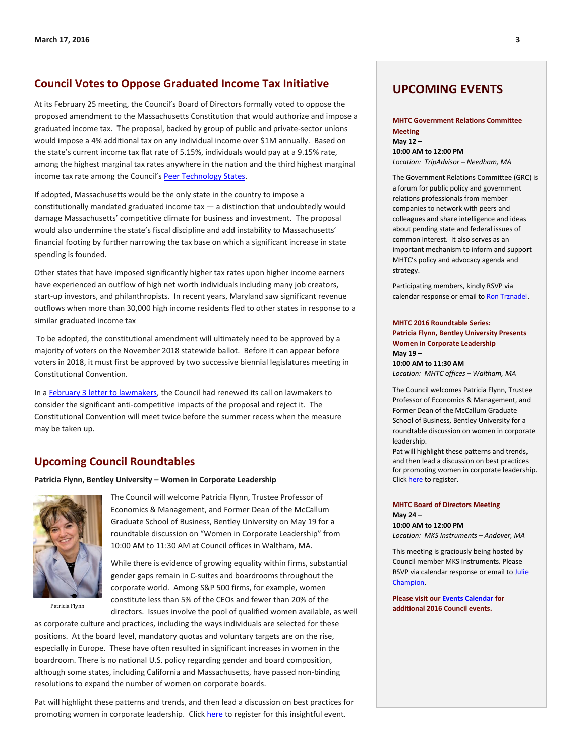## Council Votes to Oppose Graduated Income Tax Initiative

At its February 25 meeting, the Council's Board of Directors formally voted to oppose the proposed amendment to the Massachusetts Constitution that would authorize and impose a graduated income tax. The proposal, backed by group of public and private-sector unions would impose a 4% additional tax on any individual income over $1M annually. Based on the state's current income tax flat rate of 5.15%, individuals would pay at a 9.15% rate, among the highest marginal tax rates anywhere in the nation and the third highest marginal income tax rate among the Council's Peer Technology States.

If adopted, Massachusetts would be the only state in the country to impose a constitutionally mandated graduated income tax — a distinction that undoubtedly would damage Massachusetts' competitive climate for business and investment. The proposal would also undermine the state's fiscal discipline and add instability to Massachusetts' financial footing by further narrowing the tax base on which a significant increase in state spending is founded.

Other states that have imposed significantly higher tax rates upon higher income earners have experienced an outflow of high net worth individuals including many job creators, start-up investors, and philanthropists. In recent years, Maryland saw significant revenue outflows when more than 30,000 high income residents fled to other states in response to a similar graduated income tax

To be adopted, the constitutional amendment will ultimately need to be approved by a majority of voters on the November 2018 statewide ballot. Before it can appear before voters in 2018, it must first be approved by two successive biennial legislatures meeting in Constitutional Convention.

In a February 3 letter to lawmakers, the Council had renewed its call on lawmakers to consider the significant anti-competitive impacts of the proposal and reject it. The Constitutional Convention will meet twice before the summer recess when the measure may be taken up.

## Upcoming Council Roundtables

**Patricia Flynn, Bentley University – Women in Corporate Leadership**

Patricia Flynn

The Council will welcome Patricia Flynn, Trustee Professor of Economics & Management, and Former Dean of the McCallum Graduate School of Business, Bentley University on May 19 for a roundtable discussion on "Women in Corporate Leadership" from 10:00 AM to 11:30 AM at Council offices in Waltham, MA.

While there is evidence of growing equality within firms, substantial gender gaps remain in C-suites and boardrooms throughout the corporate world. Among S&P 500 firms, for example, women constitute less than 5% of the CEOs and fewer than 20% of the directors. Issues involve the pool of qualified women available, as well as corporate culture and practices, including the ways individuals are selected for these positions. At the board level, mandatory quotas and voluntary targets are on the rise, especially in Europe. These have often resulted in significant increases in women in the boardroom. There is no national U.S. policy regarding gender and board composition, although some states, including California and Massachusetts, have passed non-binding resolutions to expand the number of women on corporate boards.

Pat will highlight these patterns and trends, and then lead a discussion on best practices for promoting women in corporate leadership. Click here to register for this insightful event.

## UPCOMING EVENTS

**MHTC Government Relations Committee Meeting**
**May 12 –**
**10:00 AM to 12:00 PM**
*Location: TripAdvisor – Needham, MA*

The Government Relations Committee (GRC) is a forum for public policy and government relations professionals from member companies to network with peers and colleagues and share intelligence and ideas about pending state and federal issues of common interest. It also serves as an important mechanism to inform and support MHTC's policy and advocacy agenda and strategy.

Participating members, kindly RSVP via calendar response or email to Ron Trznadel.

**MHTC 2016 Roundtable Series: Patricia Flynn, Bentley University Presents Women in Corporate Leadership**
**May 19 –**
**10:00 AM to 11:30 AM**
*Location: MHTC offices – Waltham, MA*

The Council welcomes Patricia Flynn, Trustee Professor of Economics & Management, and Former Dean of the McCallum Graduate School of Business, Bentley University for a roundtable discussion on women in corporate leadership.
Pat will highlight these patterns and trends, and then lead a discussion on best practices for promoting women in corporate leadership. Click here to register.

**MHTC Board of Directors Meeting**
**May 24 –**
**10:00 AM to 12:00 PM**
*Location: MKS Instruments – Andover, MA*

This meeting is graciously being hosted by Council member MKS Instruments. Please RSVP via calendar response or email to Julie Champion.

**Please visit our Events Calendar for additional 2016 Council events.**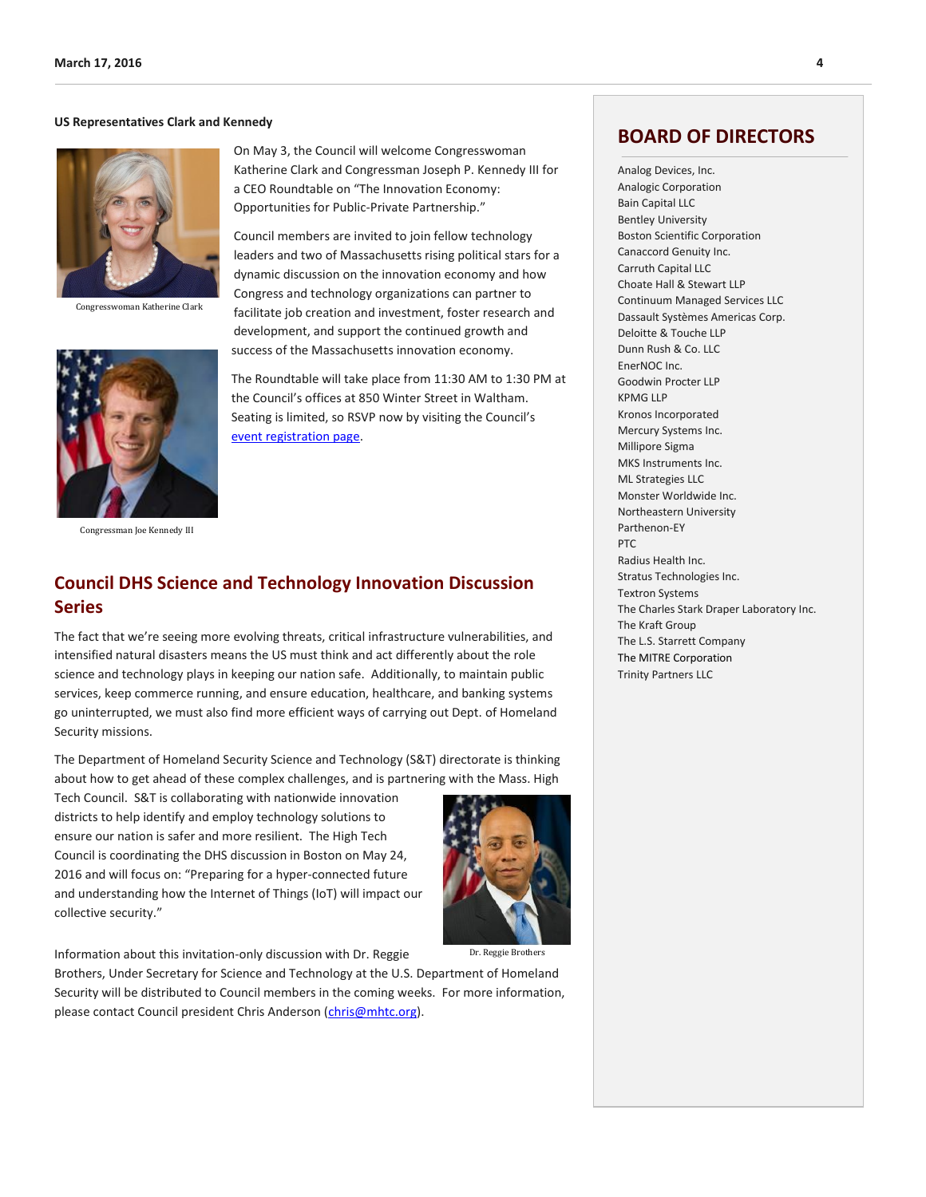### US Representatives Clark and Kennedy

Congresswoman Katherine Clark

Congressman Joe Kennedy III

On May 3, the Council will welcome Congresswoman Katherine Clark and Congressman Joseph P. Kennedy III for a CEO Roundtable on "The Innovation Economy: Opportunities for Public-Private Partnership."

Council members are invited to join fellow technology leaders and two of Massachusetts rising political stars for a dynamic discussion on the innovation economy and how Congress and technology organizations can partner to facilitate job creation and investment, foster research and development, and support the continued growth and success of the Massachusetts innovation economy.

The Roundtable will take place from 11:30 AM to 1:30 PM at the Council's offices at 850 Winter Street in Waltham. Seating is limited, so RSVP now by visiting the Council's event registration page.

## Council DHS Science and Technology Innovation Discussion Series

The fact that we're seeing more evolving threats, critical infrastructure vulnerabilities, and intensified natural disasters means the US must think and act differently about the role science and technology plays in keeping our nation safe. Additionally, to maintain public services, keep commerce running, and ensure education, healthcare, and banking systems go uninterrupted, we must also find more efficient ways of carrying out Dept. of Homeland Security missions.

The Department of Homeland Security Science and Technology (S&T) directorate is thinking about how to get ahead of these complex challenges, and is partnering with the Mass. High Tech Council. S&T is collaborating with nationwide innovation districts to help identify and employ technology solutions to ensure our nation is safer and more resilient. The High Tech Council is coordinating the DHS discussion in Boston on May 24, 2016 and will focus on: "Preparing for a hyper-connected future and understanding how the Internet of Things (IoT) will impact our collective security."

Dr. Reggie Brothers

Information about this invitation-only discussion with Dr. Reggie Brothers, Under Secretary for Science and Technology at the U.S. Department of Homeland Security will be distributed to Council members in the coming weeks. For more information, please contact Council president Chris Anderson (chris@mhtc.org).

## BOARD OF DIRECTORS

Analog Devices, Inc.
Analogic Corporation
Bain Capital LLC
Bentley University
Boston Scientific Corporation
Canaccord Genuity Inc.
Carruth Capital LLC
Choate Hall & Stewart LLP
Continuum Managed Services LLC
Dassault Systèmes Americas Corp.
Deloitte & Touche LLP
Dunn Rush & Co. LLC
EnerNOC Inc.
Goodwin Procter LLP
KPMG LLP
Kronos Incorporated
Mercury Systems Inc.
Millipore Sigma
MKS Instruments Inc.
ML Strategies LLC
Monster Worldwide Inc.
Northeastern University
Parthenon-EY
PTC
Radius Health Inc.
Stratus Technologies Inc.
Textron Systems
The Charles Stark Draper Laboratory Inc.
The Kraft Group
The L.S. Starrett Company
The MITRE Corporation
Trinity Partners LLC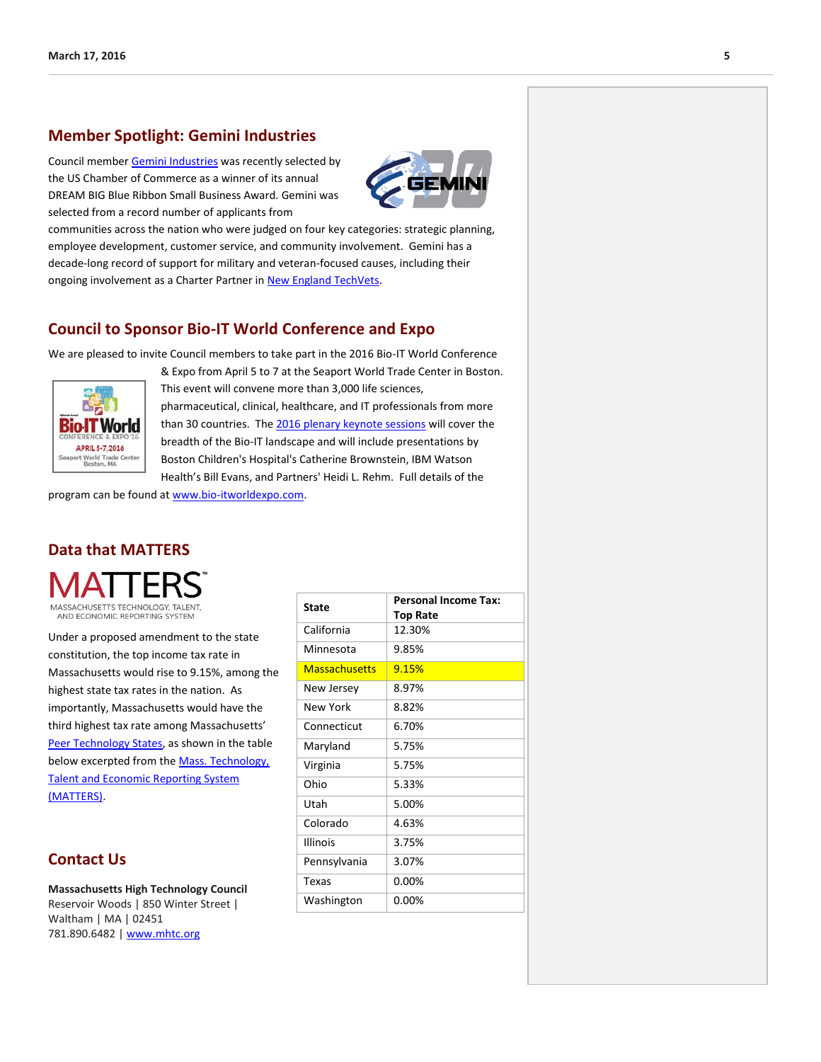## Member Spotlight: Gemini Industries

Council member Gemini Industries was recently selected by the US Chamber of Commerce as a winner of its annual DREAM BIG Blue Ribbon Small Business Award. Gemini was selected from a record number of applicants from communities across the nation who were judged on four key categories: strategic planning, employee development, customer service, and community involvement. Gemini has a decade-long record of support for military and veteran-focused causes, including their ongoing involvement as a Charter Partner in New England TechVets.

## Council to Sponsor Bio-IT World Conference and Expo

We are pleased to invite Council members to take part in the 2016 Bio-IT World Conference & Expo from April 5 to 7 at the Seaport World Trade Center in Boston. This event will convene more than 3,000 life sciences, pharmaceutical, clinical, healthcare, and IT professionals from more than 30 countries. The 2016 plenary keynote sessions will cover the breadth of the Bio-IT landscape and will include presentations by Boston Children's Hospital's Catherine Brownstein, IBM Watson Health's Bill Evans, and Partners' Heidi L. Rehm. Full details of the program can be found at www.bio-itworldexpo.com.

## Data that MATTERS

MATTERS™
MASSACHUSETTS TECHNOLOGY, TALENT, AND ECONOMIC REPORTING SYSTEM

Under a proposed amendment to the state constitution, the top income tax rate in Massachusetts would rise to 9.15%, among the highest state tax rates in the nation. As importantly, Massachusetts would have the third highest tax rate among Massachusetts' Peer Technology States, as shown in the table below excerpted from the Mass. Technology, Talent and Economic Reporting System (MATTERS).

| State | Personal Income Tax: Top Rate |
|---|---|
| California | 12.30% |
| Minnesota | 9.85% |
| Massachusetts | 9.15% |
| New Jersey | 8.97% |
| New York | 8.82% |
| Connecticut | 6.70% |
| Maryland | 5.75% |
| Virginia | 5.75% |
| Ohio | 5.33% |
| Utah | 5.00% |
| Colorado | 4.63% |
| Illinois | 3.75% |
| Pennsylvania | 3.07% |
| Texas | 0.00% |
| Washington | 0.00% |

## Contact Us

**Massachusetts High Technology Council**
Reservoir Woods | 850 Winter Street | Waltham | MA | 02451
781.890.6482 | www.mhtc.org